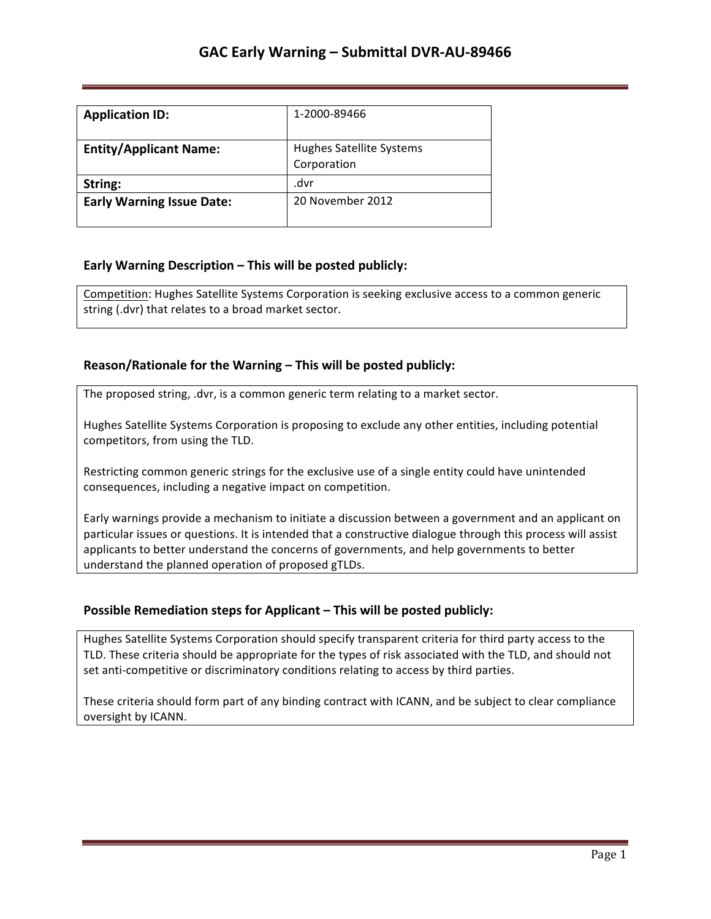# GAC Early Warning – Submittal DVR-AU-89466

| | |
|---|---|
| **Application ID:** | 1-2000-89466 |
| **Entity/Applicant Name:** | Hughes Satellite Systems Corporation |
| **String:** | .dvr |
| **Early Warning Issue Date:** | 20 November 2012 |

### Early Warning Description – This will be posted publicly:

Competition: Hughes Satellite Systems Corporation is seeking exclusive access to a common generic string (.dvr) that relates to a broad market sector.

### Reason/Rationale for the Warning – This will be posted publicly:

The proposed string, .dvr, is a common generic term relating to a market sector.

Hughes Satellite Systems Corporation is proposing to exclude any other entities, including potential competitors, from using the TLD.

Restricting common generic strings for the exclusive use of a single entity could have unintended consequences, including a negative impact on competition.

Early warnings provide a mechanism to initiate a discussion between a government and an applicant on particular issues or questions. It is intended that a constructive dialogue through this process will assist applicants to better understand the concerns of governments, and help governments to better understand the planned operation of proposed gTLDs.

### Possible Remediation steps for Applicant – This will be posted publicly:

Hughes Satellite Systems Corporation should specify transparent criteria for third party access to the TLD. These criteria should be appropriate for the types of risk associated with the TLD, and should not set anti-competitive or discriminatory conditions relating to access by third parties.

These criteria should form part of any binding contract with ICANN, and be subject to clear compliance oversight by ICANN.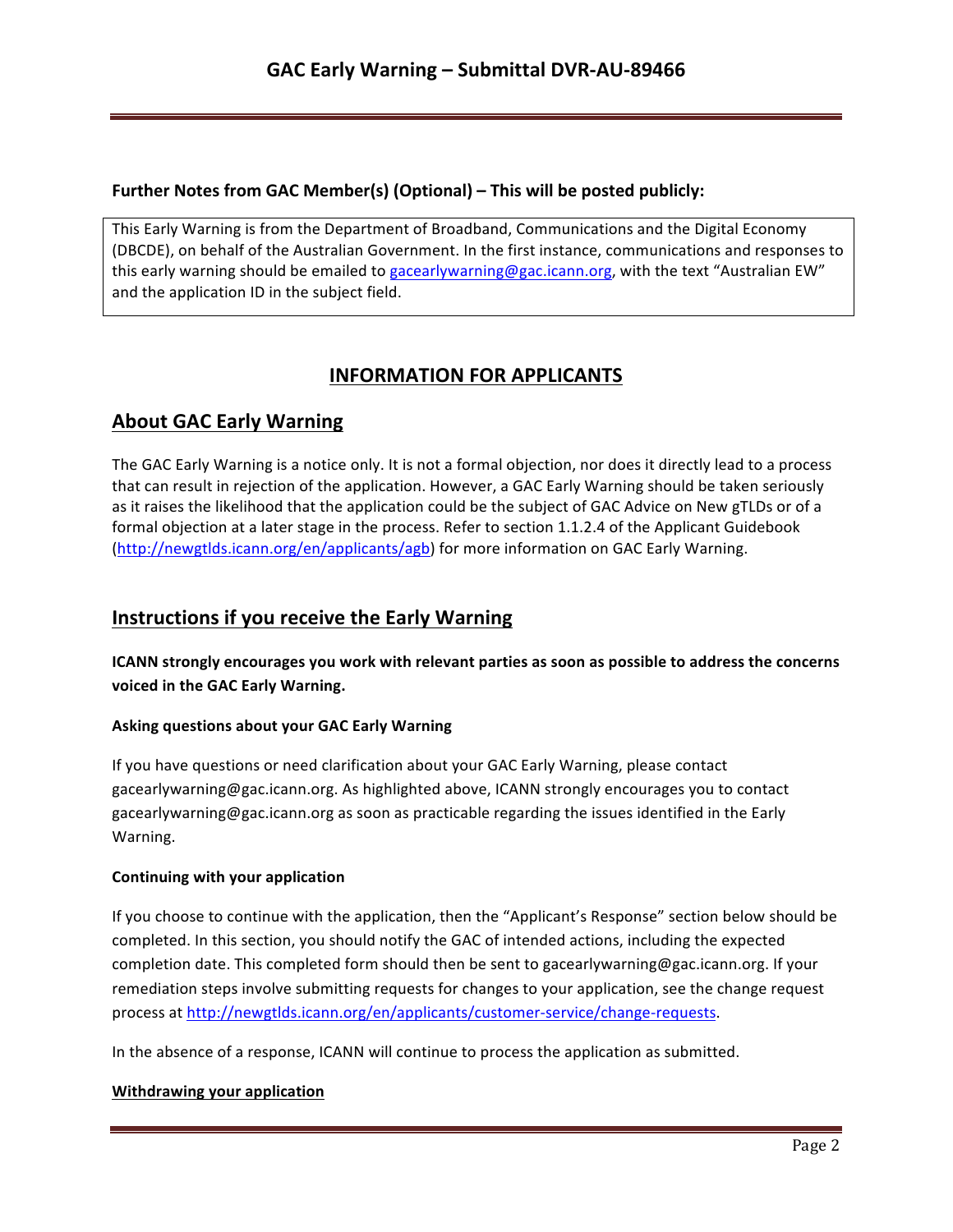**Further Notes from GAC Member(s) (Optional) – This will be posted publicly:**

This Early Warning is from the Department of Broadband, Communications and the Digital Economy (DBCDE), on behalf of the Australian Government. In the first instance, communications and responses to this early warning should be emailed to gacearlywarning@gac.icann.org, with the text "Australian EW" and the application ID in the subject field.

## INFORMATION FOR APPLICANTS

## About GAC Early Warning

The GAC Early Warning is a notice only. It is not a formal objection, nor does it directly lead to a process that can result in rejection of the application. However, a GAC Early Warning should be taken seriously as it raises the likelihood that the application could be the subject of GAC Advice on New gTLDs or of a formal objection at a later stage in the process. Refer to section 1.1.2.4 of the Applicant Guidebook (http://newgtlds.icann.org/en/applicants/agb) for more information on GAC Early Warning.

## Instructions if you receive the Early Warning

**ICANN strongly encourages you work with relevant parties as soon as possible to address the concerns voiced in the GAC Early Warning.**

#### Asking questions about your GAC Early Warning

If you have questions or need clarification about your GAC Early Warning, please contact gacearlywarning@gac.icann.org. As highlighted above, ICANN strongly encourages you to contact gacearlywarning@gac.icann.org as soon as practicable regarding the issues identified in the Early Warning.

#### Continuing with your application

If you choose to continue with the application, then the "Applicant's Response" section below should be completed. In this section, you should notify the GAC of intended actions, including the expected completion date. This completed form should then be sent to gacearlywarning@gac.icann.org. If your remediation steps involve submitting requests for changes to your application, see the change request process at http://newgtlds.icann.org/en/applicants/customer-service/change-requests.

In the absence of a response, ICANN will continue to process the application as submitted.

#### Withdrawing your application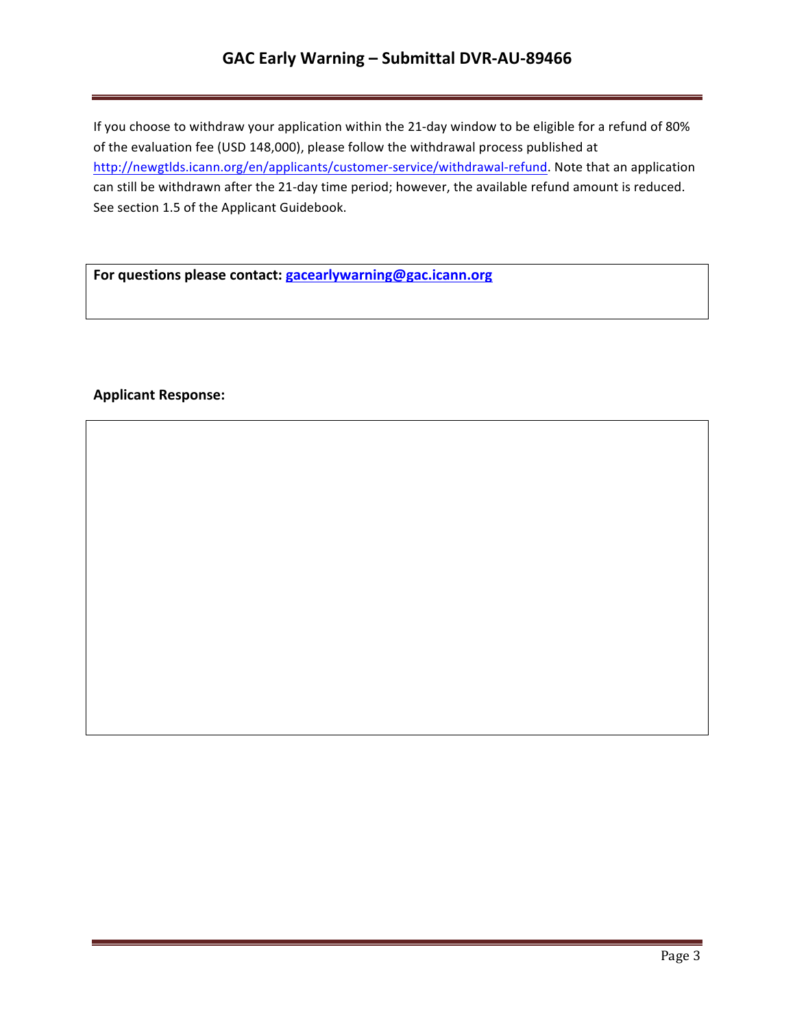If you choose to withdraw your application within the 21-day window to be eligible for a refund of 80% of the evaluation fee (USD 148,000), please follow the withdrawal process published at http://newgtlds.icann.org/en/applicants/customer-service/withdrawal-refund. Note that an application can still be withdrawn after the 21-day time period; however, the available refund amount is reduced. See section 1.5 of the Applicant Guidebook.

**For questions please contact: gacearlywarning@gac.icann.org**

**Applicant Response:**